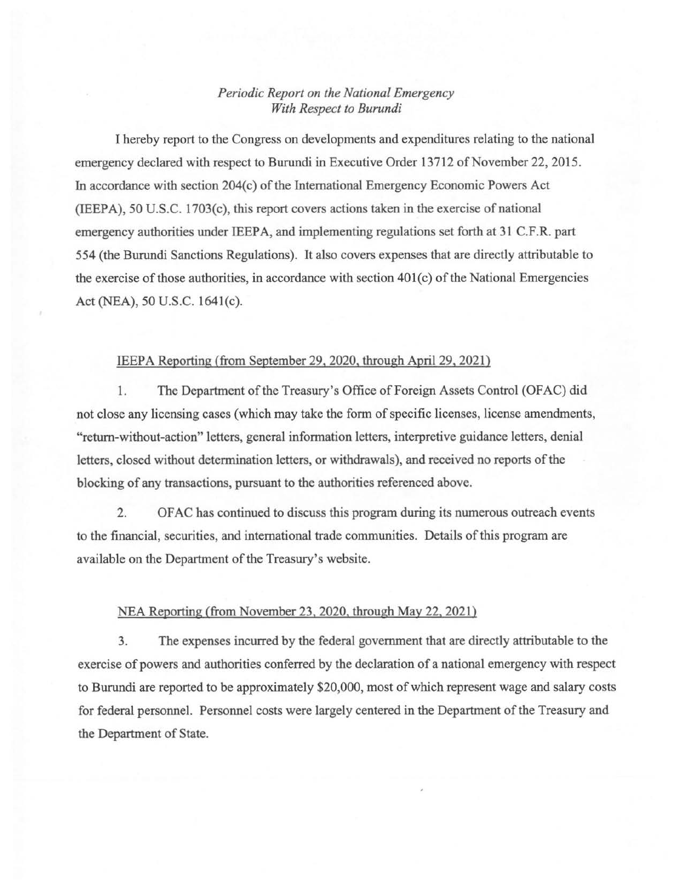*Periodic Report on the National Emergency*
*With Respect to Burundi*

I hereby report to the Congress on developments and expenditures relating to the national emergency declared with respect to Burundi in Executive Order 13712 of November 22, 2015. In accordance with section 204(c) of the International Emergency Economic Powers Act (IEEPA), 50 U.S.C. 1703(c), this report covers actions taken in the exercise of national emergency authorities under IEEPA, and implementing regulations set forth at 31 C.F.R. part 554 (the Burundi Sanctions Regulations). It also covers expenses that are directly attributable to the exercise of those authorities, in accordance with section 401(c) of the National Emergencies Act (NEA), 50 U.S.C. 1641(c).

<u>IEEPA Reporting (from September 29, 2020, through April 29, 2021)</u>

1. The Department of the Treasury's Office of Foreign Assets Control (OFAC) did not close any licensing cases (which may take the form of specific licenses, license amendments, "return-without-action" letters, general information letters, interpretive guidance letters, denial letters, closed without determination letters, or withdrawals), and received no reports of the blocking of any transactions, pursuant to the authorities referenced above.

2. OFAC has continued to discuss this program during its numerous outreach events to the financial, securities, and international trade communities. Details of this program are available on the Department of the Treasury's website.

<u>NEA Reporting (from November 23, 2020, through May 22, 2021)</u>

3. The expenses incurred by the federal government that are directly attributable to the exercise of powers and authorities conferred by the declaration of a national emergency with respect to Burundi are reported to be approximately $20,000, most of which represent wage and salary costs for federal personnel. Personnel costs were largely centered in the Department of the Treasury and the Department of State.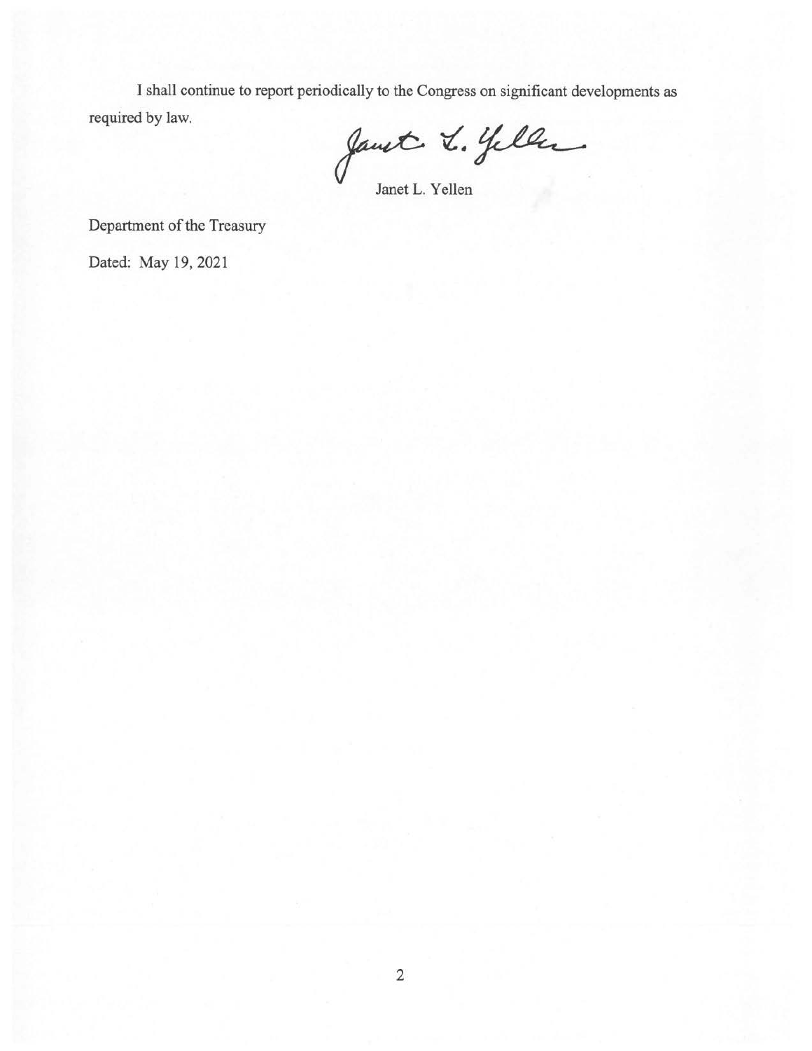I shall continue to report periodically to the Congress on significant developments as required by law.

Janet L. Yellen

Department of the Treasury

Dated: May 19, 2021